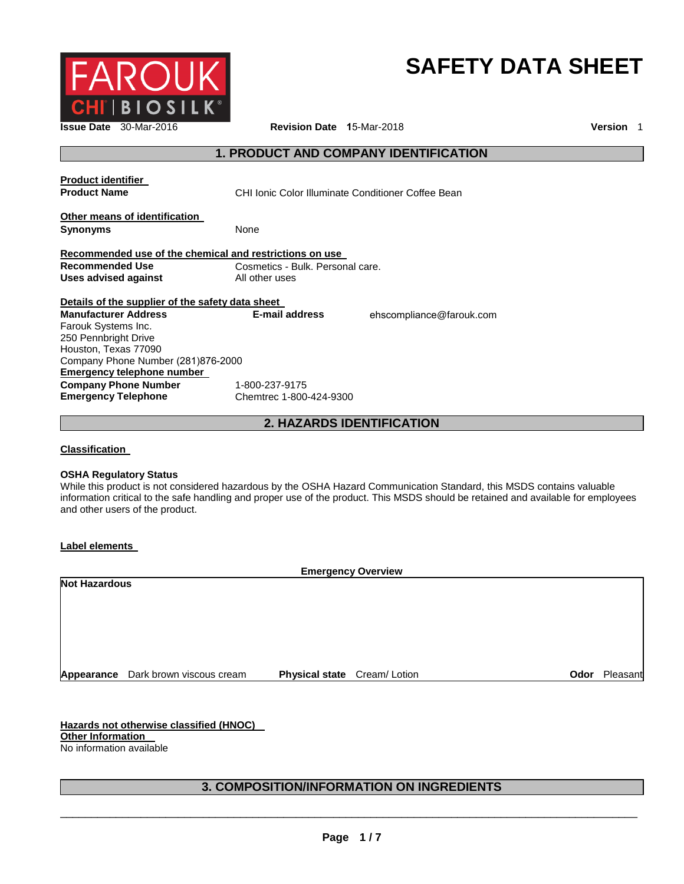FAROUK CHI | BIOSILK

# SAFETY DATA SHEET

**Issue Date** 30-Mar-2016 **Revision Date** 15-Mar-2018 **Version** 1

## 1. PRODUCT AND COMPANY IDENTIFICATION

**Product identifier**

**Product Name** CHI Ionic Color Illuminate Conditioner Coffee Bean

**Other means of identification**

**Synonyms** None

**Recommended use of the chemical and restrictions on use**

**Recommended Use** Cosmetics - Bulk. Personal care.

**Uses advised against** All other uses

**Details of the supplier of the safety data sheet**

**Manufacturer Address**
Farouk Systems Inc.
250 Pennbright Drive
Houston, Texas 77090
Company Phone Number (281)876-2000

**E-mail address** ehscompliance@farouk.com

**Emergency telephone number**

**Company Phone Number** 1-800-237-9175

**Emergency Telephone** Chemtrec 1-800-424-9300

## 2. HAZARDS IDENTIFICATION

**Classification**

**OSHA Regulatory Status**

While this product is not considered hazardous by the OSHA Hazard Communication Standard, this MSDS contains valuable information critical to the safe handling and proper use of the product. This MSDS should be retained and available for employees and other users of the product.

**Label elements**

**Emergency Overview**

**Not Hazardous**

**Appearance** Dark brown viscous cream **Physical state** Cream/ Lotion **Odor** Pleasant

**Hazards not otherwise classified (HNOC)**

**Other Information**

No information available

## 3. COMPOSITION/INFORMATION ON INGREDIENTS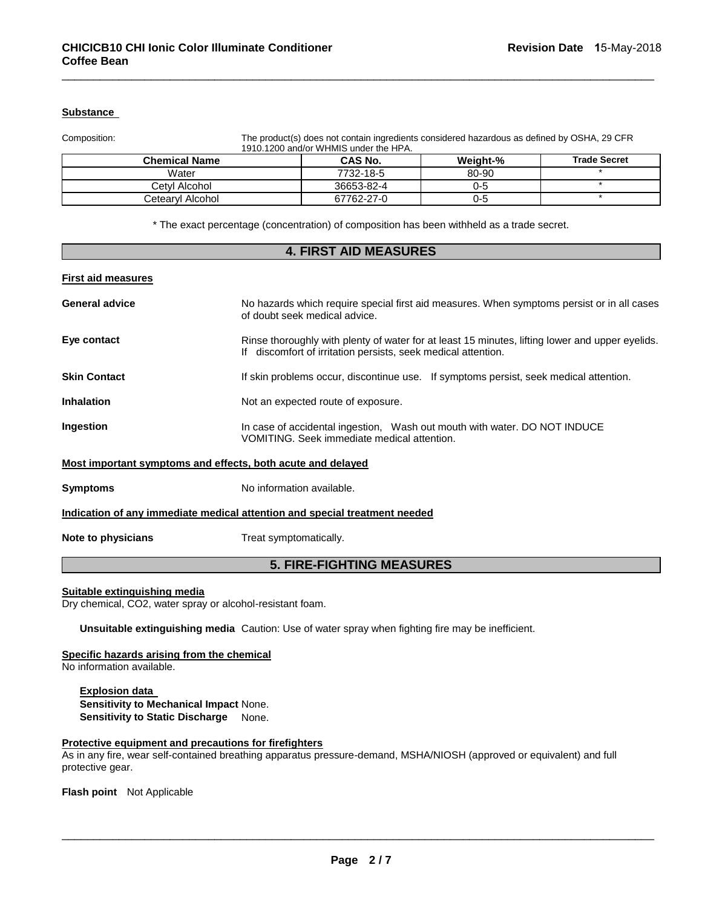#### Substance

Composition: The product(s) does not contain ingredients considered hazardous as defined by OSHA, 29 CFR 1910.1200 and/or WHMIS under the HPA.

| Chemical Name | CAS No. | Weight-% | Trade Secret |
|---|---|---|---|
| Water | 7732-18-5 | 80-90 | * |
| Cetyl Alcohol | 36653-82-4 | 0-5 | * |
| Cetearyl Alcohol | 67762-27-0 | 0-5 | * |

\* The exact percentage (concentration) of composition has been withheld as a trade secret.

## 4. FIRST AID MEASURES

#### First aid measures

**General advice** No hazards which require special first aid measures. When symptoms persist or in all cases of doubt seek medical advice.

**Eye contact** Rinse thoroughly with plenty of water for at least 15 minutes, lifting lower and upper eyelids. If discomfort of irritation persists, seek medical attention.

**Skin Contact** If skin problems occur, discontinue use. If symptoms persist, seek medical attention.

**Inhalation** Not an expected route of exposure.

**Ingestion** In case of accidental ingestion, Wash out mouth with water. DO NOT INDUCE VOMITING. Seek immediate medical attention.

#### Most important symptoms and effects, both acute and delayed

**Symptoms** No information available.

#### Indication of any immediate medical attention and special treatment needed

**Note to physicians** Treat symptomatically.

## 5. FIRE-FIGHTING MEASURES

#### Suitable extinguishing media

Dry chemical, $CO_2$, water spray or alcohol-resistant foam.

**Unsuitable extinguishing media** Caution: Use of water spray when fighting fire may be inefficient.

#### Specific hazards arising from the chemical

No information available.

**Explosion data**
**Sensitivity to Mechanical Impact** None.
**Sensitivity to Static Discharge** None.

#### Protective equipment and precautions for firefighters

As in any fire, wear self-contained breathing apparatus pressure-demand, MSHA/NIOSH (approved or equivalent) and full protective gear.

**Flash point** Not Applicable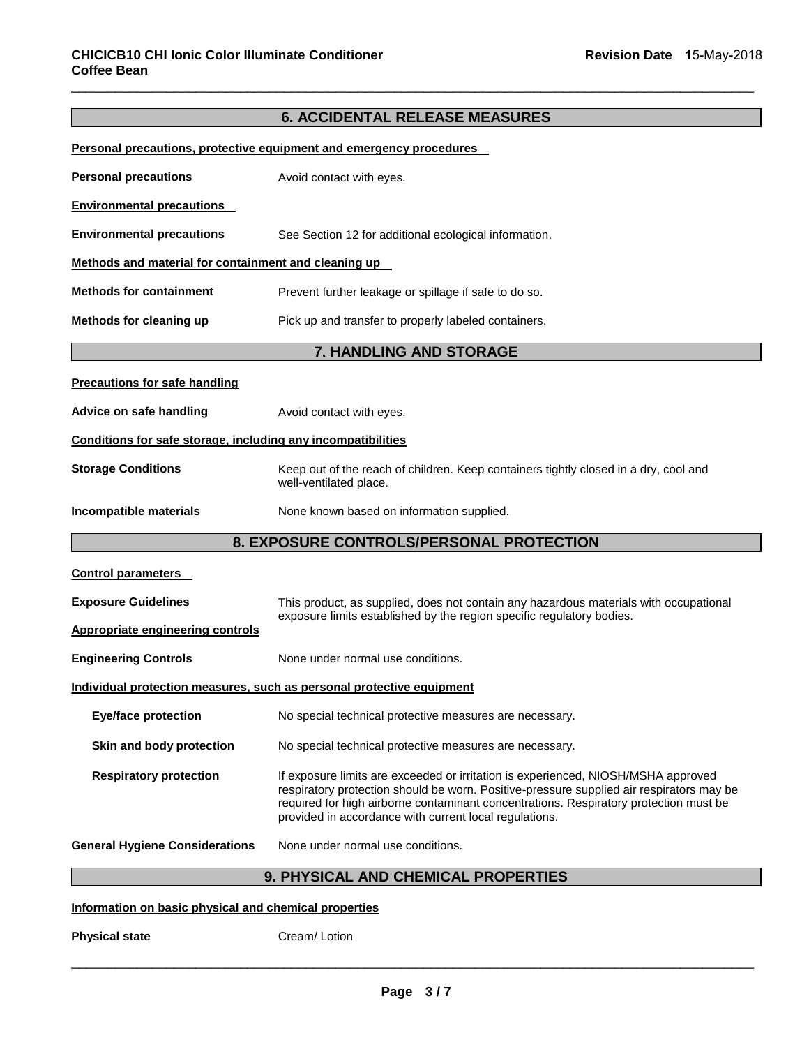## 6. ACCIDENTAL RELEASE MEASURES

**Personal precautions, protective equipment and emergency procedures**

**Personal precautions** Avoid contact with eyes.

**Environmental precautions**

**Environmental precautions** See Section 12 for additional ecological information.

**Methods and material for containment and cleaning up**

**Methods for containment** Prevent further leakage or spillage if safe to do so.

**Methods for cleaning up** Pick up and transfer to properly labeled containers.

## 7. HANDLING AND STORAGE

**Precautions for safe handling**

**Advice on safe handling** Avoid contact with eyes.

**Conditions for safe storage, including any incompatibilities**

**Storage Conditions** Keep out of the reach of children. Keep containers tightly closed in a dry, cool and well-ventilated place.

**Incompatible materials** None known based on information supplied.

## 8. EXPOSURE CONTROLS/PERSONAL PROTECTION

**Control parameters**

**Exposure Guidelines** This product, as supplied, does not contain any hazardous materials with occupational exposure limits established by the region specific regulatory bodies.

**Appropriate engineering controls**

**Engineering Controls** None under normal use conditions.

**Individual protection measures, such as personal protective equipment**

**Eye/face protection** No special technical protective measures are necessary.

**Skin and body protection** No special technical protective measures are necessary.

**Respiratory protection** If exposure limits are exceeded or irritation is experienced, NIOSH/MSHA approved respiratory protection should be worn. Positive-pressure supplied air respirators may be required for high airborne contaminant concentrations. Respiratory protection must be provided in accordance with current local regulations.

**General Hygiene Considerations** None under normal use conditions.

## 9. PHYSICAL AND CHEMICAL PROPERTIES

**Information on basic physical and chemical properties**

**Physical state** Cream/ Lotion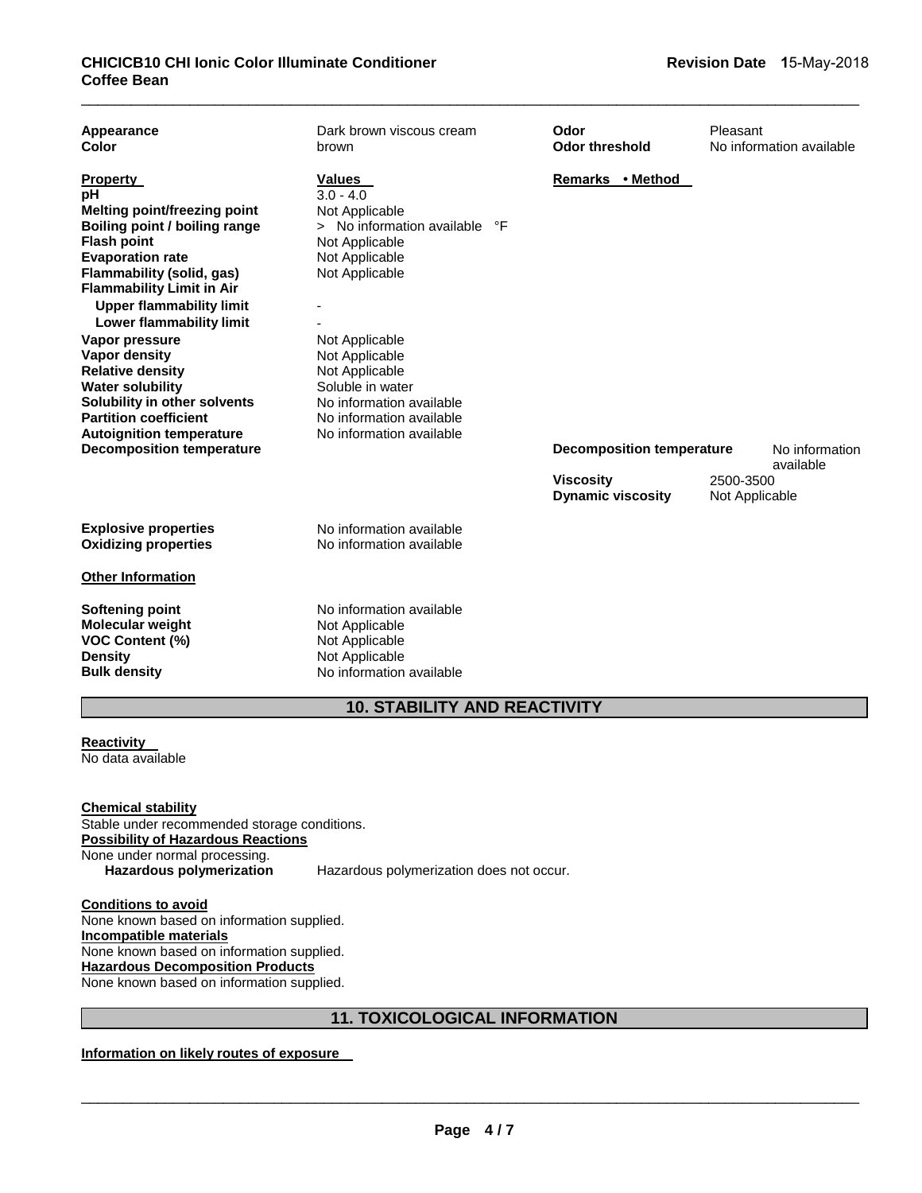| Appearance | Dark brown viscous cream | Odor | Pleasant |
|---|---|---|---|
| Color | brown | Odor threshold | No information available |

| Property | Values | Remarks • Method |
|---|---|---|
| pH | 3.0 - 4.0 | |
| Melting point/freezing point | Not Applicable | |
| Boiling point / boiling range | > No information available °F | |
| Flash point | Not Applicable | |
| Evaporation rate | Not Applicable | |
| Flammability (solid, gas) | Not Applicable | |
| Flammability Limit in Air | | |
| Upper flammability limit | - | |
| Lower flammability limit | - | |
| Vapor pressure | Not Applicable | |
| Vapor density | Not Applicable | |
| Relative density | Not Applicable | |
| Water solubility | Soluble in water | |
| Solubility in other solvents | No information available | |
| Partition coefficient | No information available | |
| Autoignition temperature | No information available | |
| Decomposition temperature | | |

| | |
|---|---|
| Decomposition temperature | No information available |
| Viscosity | 2500-3500 |
| Dynamic viscosity | Not Applicable |

| | |
|---|---|
| Explosive properties | No information available |
| Oxidizing properties | No information available |

**Other Information**

| | |
|---|---|
| Softening point | No information available |
| Molecular weight | Not Applicable |
| VOC Content (%) | Not Applicable |
| Density | Not Applicable |
| Bulk density | No information available |

## 10. STABILITY AND REACTIVITY

**Reactivity**

No data available

**Chemical stability**

Stable under recommended storage conditions.

**Possibility of Hazardous Reactions**

None under normal processing.

**Hazardous polymerization** Hazardous polymerization does not occur.

**Conditions to avoid**

None known based on information supplied.

**Incompatible materials**

None known based on information supplied.

**Hazardous Decomposition Products**

None known based on information supplied.

## 11. TOXICOLOGICAL INFORMATION

**Information on likely routes of exposure**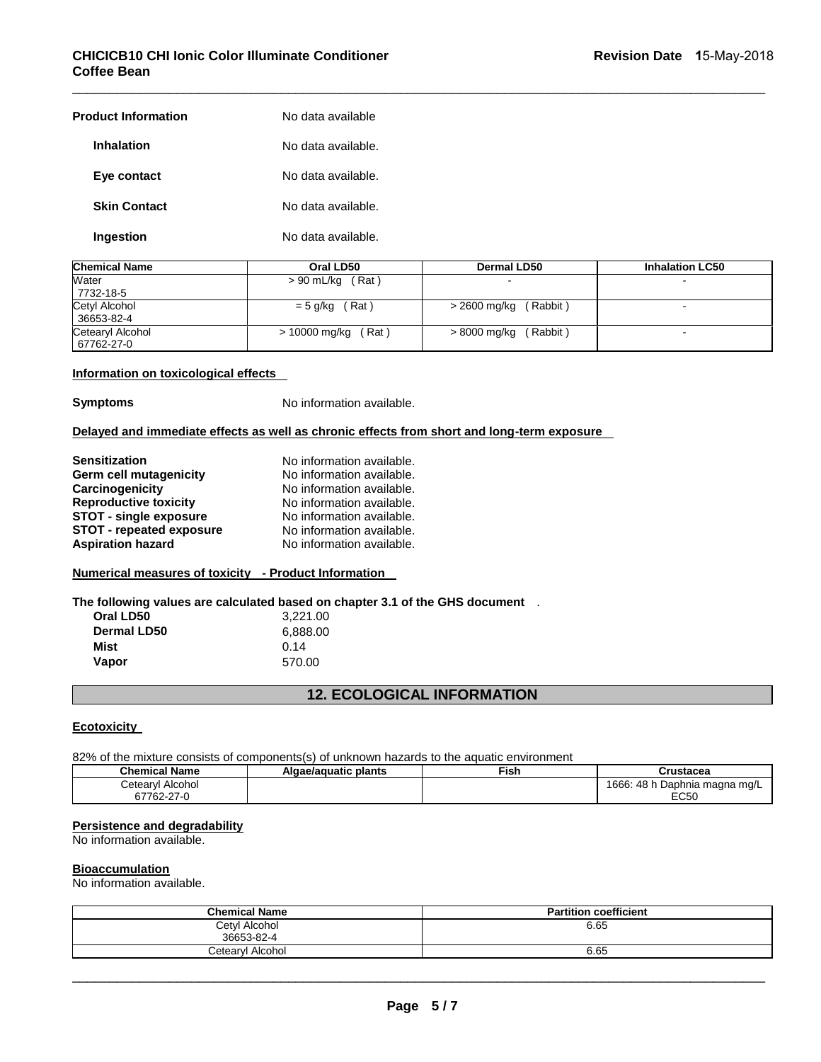| | |
|---|---|
| **Product Information** | No data available |
| **Inhalation** | No data available. |
| **Eye contact** | No data available. |
| **Skin Contact** | No data available. |
| **Ingestion** | No data available. |

| Chemical Name | Oral LD50 | Dermal LD50 | Inhalation LC50 |
|---|---|---|---|
| Water<br>7732-18-5 | > 90 mL/kg ( Rat ) | - | - |
| Cetyl Alcohol<br>36653-82-4 | = 5 g/kg ( Rat ) | > 2600 mg/kg ( Rabbit ) | - |
| Cetearyl Alcohol<br>67762-27-0 | > 10000 mg/kg ( Rat ) | > 8000 mg/kg ( Rabbit ) | - |

**Information on toxicological effects**

**Symptoms** No information available.

**Delayed and immediate effects as well as chronic effects from short and long-term exposure**

| | |
|---|---|
| **Sensitization** | No information available. |
| **Germ cell mutagenicity** | No information available. |
| **Carcinogenicity** | No information available. |
| **Reproductive toxicity** | No information available. |
| **STOT - single exposure** | No information available. |
| **STOT - repeated exposure** | No information available. |
| **Aspiration hazard** | No information available. |

**Numerical measures of toxicity - Product Information**

**The following values are calculated based on chapter 3.1 of the GHS document** .

| | |
|---|---|
| **Oral LD50** | 3,221.00 |
| **Dermal LD50** | 6,888.00 |
| **Mist** | 0.14 |
| **Vapor** | 570.00 |

## 12. ECOLOGICAL INFORMATION

**Ecotoxicity**

82% of the mixture consists of components(s) of unknown hazards to the aquatic environment

| Chemical Name | Algae/aquatic plants | Fish | Crustacea |
|---|---|---|---|
| Cetearyl Alcohol<br>67762-27-0 | | | 1666: 48 h Daphnia magna mg/L EC50 |

**Persistence and degradability**

No information available.

**Bioaccumulation**

No information available.

| Chemical Name | Partition coefficient |
|---|---|
| Cetyl Alcohol<br>36653-82-4 | 6.65 |
| Cetearyl Alcohol | 6.65 |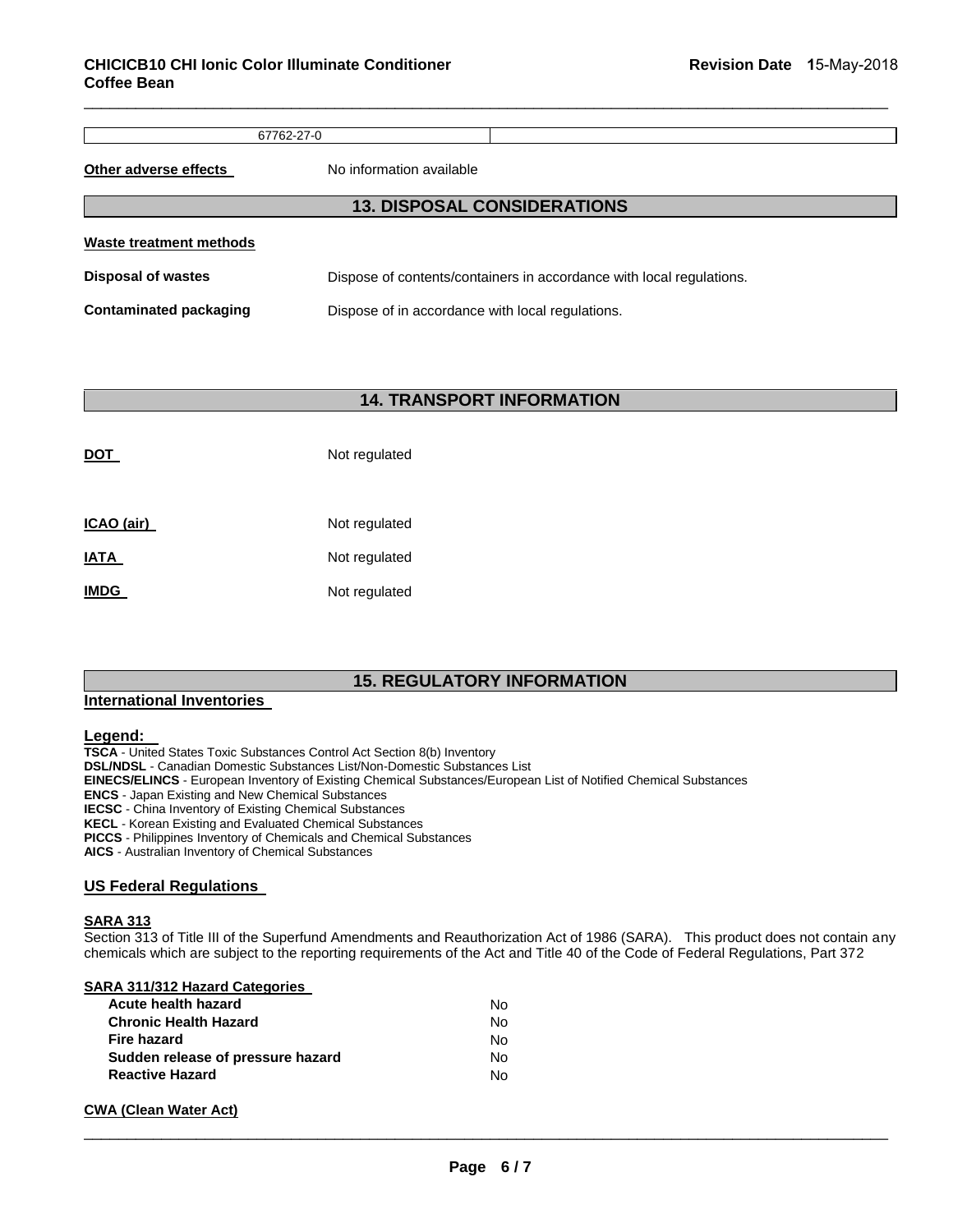| 67762-27-0 | |
| --- | --- |

**Other adverse effects** No information available

## 13. DISPOSAL CONSIDERATIONS

**Waste treatment methods**

**Disposal of wastes** Dispose of contents/containers in accordance with local regulations.

**Contaminated packaging** Dispose of in accordance with local regulations.

## 14. TRANSPORT INFORMATION

**DOT** Not regulated

**ICAO (air)** Not regulated

**IATA** Not regulated

**IMDG** Not regulated

## 15. REGULATORY INFORMATION

**International Inventories**

**Legend:**

**TSCA** - United States Toxic Substances Control Act Section 8(b) Inventory
**DSL/NDSL** - Canadian Domestic Substances List/Non-Domestic Substances List
**EINECS/ELINCS** - European Inventory of Existing Chemical Substances/European List of Notified Chemical Substances
**ENCS** - Japan Existing and New Chemical Substances
**IECSC** - China Inventory of Existing Chemical Substances
**KECL** - Korean Existing and Evaluated Chemical Substances
**PICCS** - Philippines Inventory of Chemicals and Chemical Substances
**AICS** - Australian Inventory of Chemical Substances

**US Federal Regulations**

**SARA 313**

Section 313 of Title III of the Superfund Amendments and Reauthorization Act of 1986 (SARA). This product does not contain any chemicals which are subject to the reporting requirements of the Act and Title 40 of the Code of Federal Regulations, Part 372

**SARA 311/312 Hazard Categories**

| | |
| --- | --- |
| **Acute health hazard** | No |
| **Chronic Health Hazard** | No |
| **Fire hazard** | No |
| **Sudden release of pressure hazard** | No |
| **Reactive Hazard** | No |

**CWA (Clean Water Act)**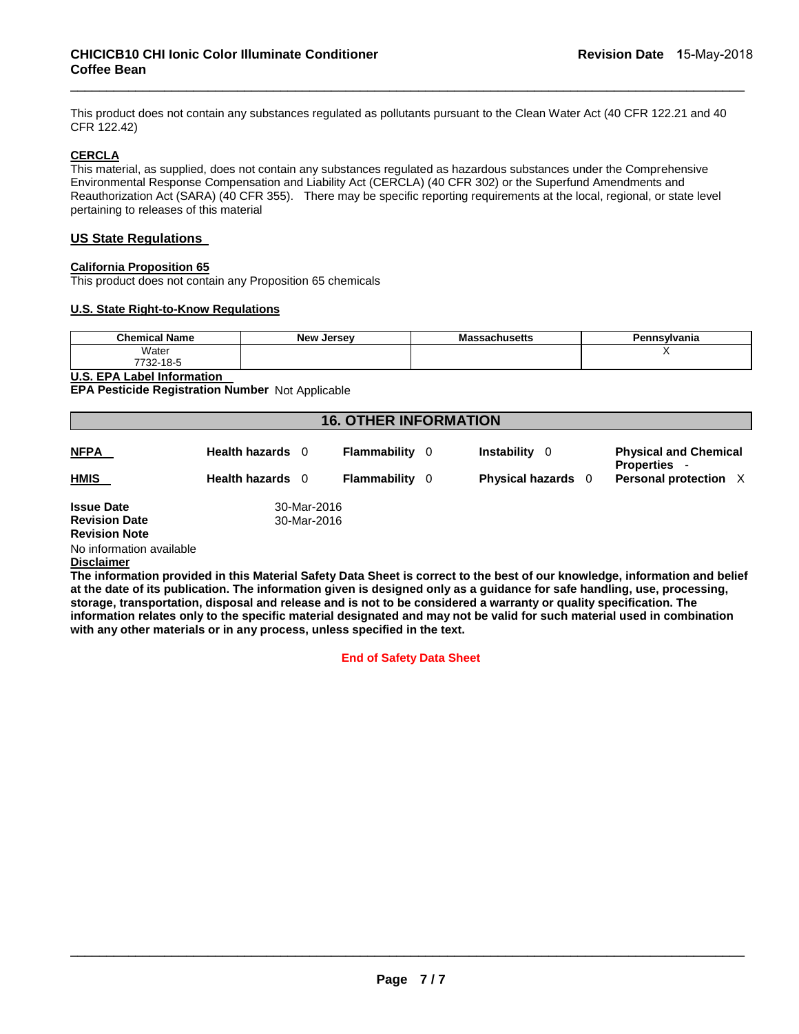This product does not contain any substances regulated as pollutants pursuant to the Clean Water Act (40 CFR 122.21 and 40 CFR 122.42)

**CERCLA**

This material, as supplied, does not contain any substances regulated as hazardous substances under the Comprehensive Environmental Response Compensation and Liability Act (CERCLA) (40 CFR 302) or the Superfund Amendments and Reauthorization Act (SARA) (40 CFR 355). There may be specific reporting requirements at the local, regional, or state level pertaining to releases of this material

**US State Regulations**

**California Proposition 65**

This product does not contain any Proposition 65 chemicals

**U.S. State Right-to-Know Regulations**

| Chemical Name | New Jersey | Massachusetts | Pennsylvania |
|---|---|---|---|
| Water 7732-18-5 | | | X |

**U.S. EPA Label Information**

**EPA Pesticide Registration Number** Not Applicable

## 16. OTHER INFORMATION

| | | | | |
|---|---|---|---|---|
| **NFPA** | **Health hazards** 0 | **Flammability** 0 | **Instability** 0 | **Physical and Chemical Properties** - |
| **HMIS** | **Health hazards** 0 | **Flammability** 0 | **Physical hazards** 0 | **Personal protection** X |

**Issue Date** 30-Mar-2016

**Revision Date** 30-Mar-2016

**Revision Note**

No information available

**Disclaimer**

**The information provided in this Material Safety Data Sheet is correct to the best of our knowledge, information and belief at the date of its publication. The information given is designed only as a guidance for safe handling, use, processing, storage, transportation, disposal and release and is not to be considered a warranty or quality specification. The information relates only to the specific material designated and may not be valid for such material used in combination with any other materials or in any process, unless specified in the text.**

**End of Safety Data Sheet**